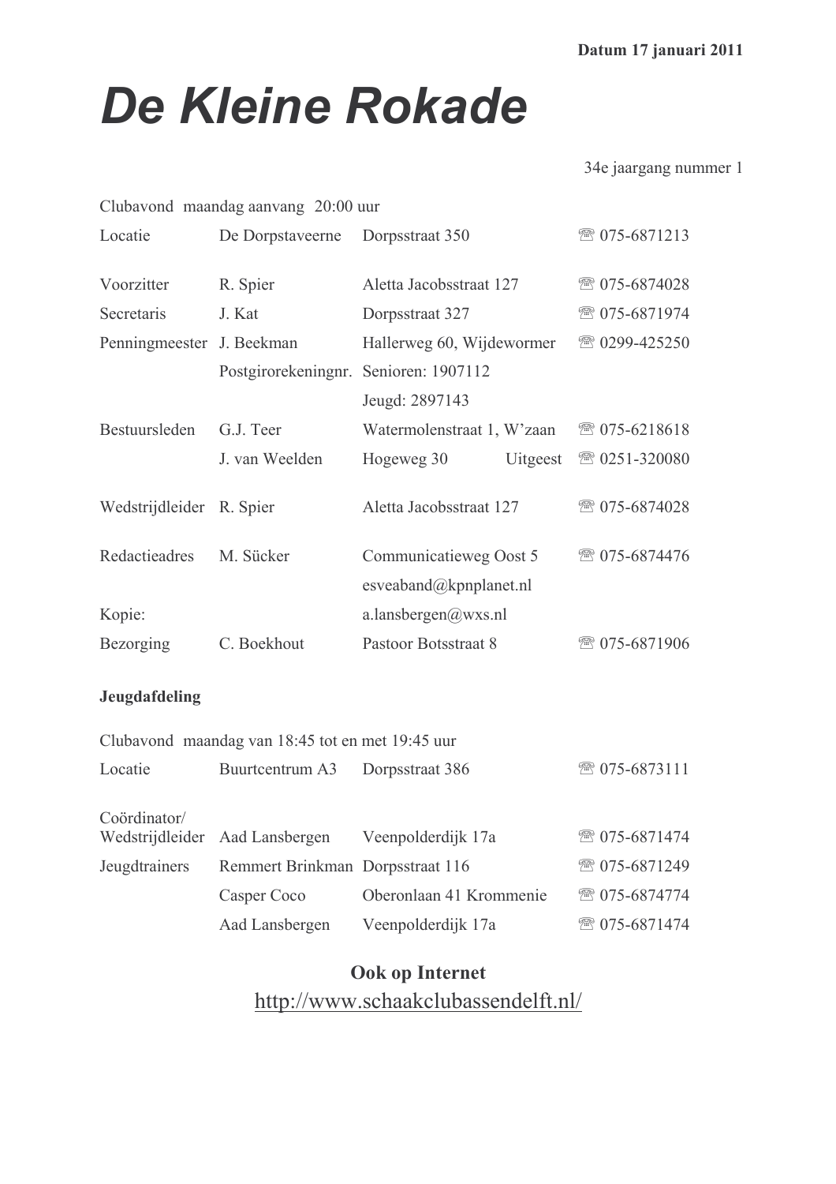**Datum 17 januari 2011**

# *De Kleine Rokade*

34e jaargang nummer 1

Clubavond maandag aanvang 20:00 uur

| | | | |
|---|---|---|---|
| Locatie | De Dorpstaveerne | Dorpsstraat 350 | ☏ 075-6871213 |
| | | | |
| Voorzitter | R. Spier | Aletta Jacobsstraat 127 | ☏ 075-6874028 |
| Secretaris | J. Kat | Dorpsstraat 327 | ☏ 075-6871974 |
| Penningmeester | J. Beekman | Hallerweg 60, Wijdewormer | ☏ 0299-425250 |
| | Postgirorekeningnr. | Senioren: 1907112 | |
| | | Jeugd: 2897143 | |
| Bestuursleden | G.J. Teer | Watermolenstraat 1, W'zaan | ☏ 075-6218618 |
| | J. van Weelden | Hogeweg 30 Uitgeest | ☏ 0251-320080 |
| | | | |
| Wedstrijdleider | R. Spier | Aletta Jacobsstraat 127 | ☏ 075-6874028 |
| | | | |
| Redactieadres | M. Sücker | Communicatieweg Oost 5 | ☏ 075-6874476 |
| | | esveaband@kpnplanet.nl | |
| Kopie: | | a.lansbergen@wxs.nl | |
| Bezorging | C. Boekhout | Pastoor Botsstraat 8 | ☏ 075-6871906 |

**Jeugdafdeling**

Clubavond maandag van 18:45 tot en met 19:45 uur

| | | | |
|---|---|---|---|
| Locatie | Buurtcentrum A3 | Dorpsstraat 386 | ☏ 075-6873111 |
| | | | |
| Coördinator/ Wedstrijdleider | Aad Lansbergen | Veenpolderdijk 17a | ☏ 075-6871474 |
| Jeugdtrainers | Remmert Brinkman | Dorpsstraat 116 | ☏ 075-6871249 |
| | Casper Coco | Oberonlaan 41 Krommenie | ☏ 075-6874774 |
| | Aad Lansbergen | Veenpolderdijk 17a | ☏ 075-6871474 |

**Ook op Internet**

http://www.schaakclubassendelft.nl/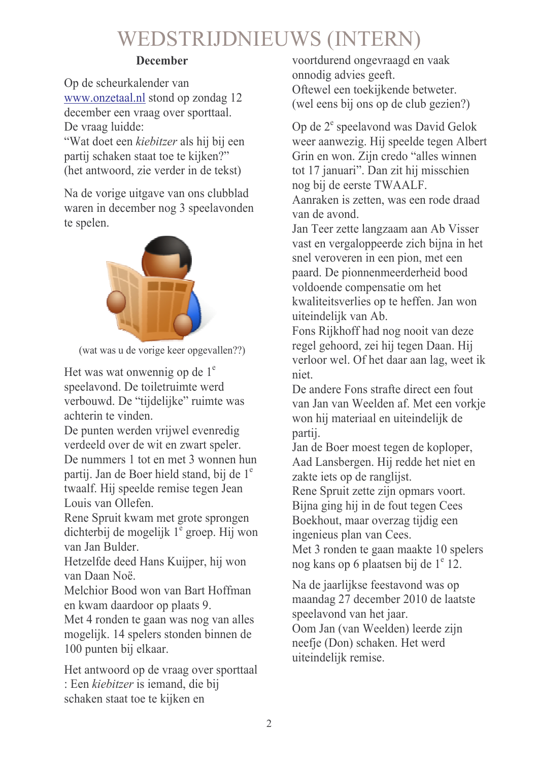# WEDSTRIJDNIEUWS (INTERN)

### December

Op de scheurkalender van www.onzetaal.nl stond op zondag 12 december een vraag over sporttaal.
De vraag luidde:
"Wat doet een *kiebitzer* als hij bij een partij schaken staat toe te kijken?"
(het antwoord, zie verder in de tekst)

Na de vorige uitgave van ons clubblad waren in december nog 3 speelavonden te spelen.

(wat was u de vorige keer opgevallen??)

Het was wat onwennig op de 1e speelavond. De toiletruimte werd verbouwd. De "tijdelijke" ruimte was achterin te vinden.
De punten werden vrijwel evenredig verdeeld over de wit en zwart speler.
De nummers 1 tot en met 3 wonnen hun partij. Jan de Boer hield stand, bij de 1e twaalf. Hij speelde remise tegen Jean Louis van Ollefen.
Rene Spruit kwam met grote sprongen dichterbij de mogelijk 1e groep. Hij won van Jan Bulder.
Hetzelfde deed Hans Kuijper, hij won van Daan Noë.
Melchior Bood won van Bart Hoffman en kwam daardoor op plaats 9.
Met 4 ronden te gaan was nog van alles mogelijk. 14 spelers stonden binnen de 100 punten bij elkaar.

Het antwoord op de vraag over sporttaal : Een *kiebitzer* is iemand, die bij schaken staat toe te kijken en voortdurend ongevraagd en vaak onnodig advies geeft.
Oftewel een toekijkende betweter.
(wel eens bij ons op de club gezien?)

Op de 2e speelavond was David Gelok weer aanwezig. Hij speelde tegen Albert Grin en won. Zijn credo "alles winnen tot 17 januari". Dan zit hij misschien nog bij de eerste TWAALF.
Aanraken is zetten, was een rode draad van de avond.
Jan Teer zette langzaam aan Ab Visser vast en vergaloppeerde zich bijna in het snel veroveren in een pion, met een paard. De pionnenmeerderheid bood voldoende compensatie om het kwaliteitsverlies op te heffen. Jan won uiteindelijk van Ab.
Fons Rijkhoff had nog nooit van deze regel gehoord, zei hij tegen Daan. Hij verloor wel. Of het daar aan lag, weet ik niet.
De andere Fons strafte direct een fout van Jan van Weelden af. Met een vorkje won hij materiaal en uiteindelijk de partij.
Jan de Boer moest tegen de koploper, Aad Lansbergen. Hij redde het niet en zakte iets op de ranglijst.
Rene Spruit zette zijn opmars voort. Bijna ging hij in de fout tegen Cees Boekhout, maar overzag tijdig een ingenieus plan van Cees.
Met 3 ronden te gaan maakte 10 spelers nog kans op 6 plaatsen bij de 1e 12.

Na de jaarlijkse feestavond was op maandag 27 december 2010 de laatste speelavond van het jaar.
Oom Jan (van Weelden) leerde zijn neefje (Don) schaken. Het werd uiteindelijk remise.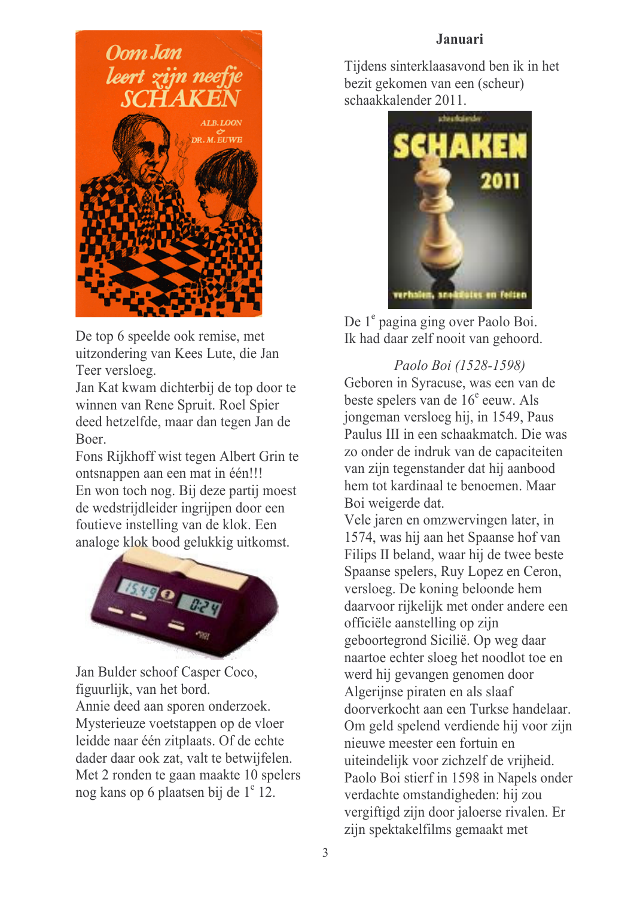De top 6 speelde ook remise, met uitzondering van Kees Lute, die Jan Teer versloeg.
Jan Kat kwam dichterbij de top door te winnen van Rene Spruit. Roel Spier deed hetzelfde, maar dan tegen Jan de Boer.
Fons Rijkhoff wist tegen Albert Grin te ontsnappen aan een mat in één!!!
En won toch nog. Bij deze partij moest de wedstrijdleider ingrijpen door een foutieve instelling van de klok. Een analoge klok bood gelukkig uitkomst.

Jan Bulder schoof Casper Coco, figuurlijk, van het bord.
Annie deed aan sporen onderzoek. Mysterieuze voetstappen op de vloer leidde naar één zitplaats. Of de echte dader daar ook zat, valt te betwijfelen.
Met 2 ronden te gaan maakte 10 spelers nog kans op 6 plaatsen bij de 1e 12.

**Januari**

Tijdens sinterklaasavond ben ik in het bezit gekomen van een (scheur) schaakkalender 2011.

De 1e pagina ging over Paolo Boi.
Ik had daar zelf nooit van gehoord.

*Paolo Boi (1528-1598)*

Geboren in Syracuse, was een van de beste spelers van de 16e eeuw. Als jongeman versloeg hij, in 1549, Paus Paulus III in een schaakmatch. Die was zo onder de indruk van de capaciteiten van zijn tegenstander dat hij aanbood hem tot kardinaal te benoemen. Maar Boi weigerde dat.
Vele jaren en omzwervingen later, in 1574, was hij aan het Spaanse hof van Filips II beland, waar hij de twee beste Spaanse spelers, Ruy Lopez en Ceron, versloeg. De koning beloonde hem daarvoor rijkelijk met onder andere een officiële aanstelling op zijn geboortegrond Sicilië. Op weg daar naartoe echter sloeg het noodlot toe en werd hij gevangen genomen door Algerijnse piraten en als slaaf doorverkocht aan een Turkse handelaar. Om geld spelend verdiende hij voor zijn nieuwe meester een fortuin en uiteindelijk voor zichzelf de vrijheid. Paolo Boi stierf in 1598 in Napels onder verdachte omstandigheden: hij zou vergiftigd zijn door jaloerse rivalen. Er zijn spektakelfilms gemaakt met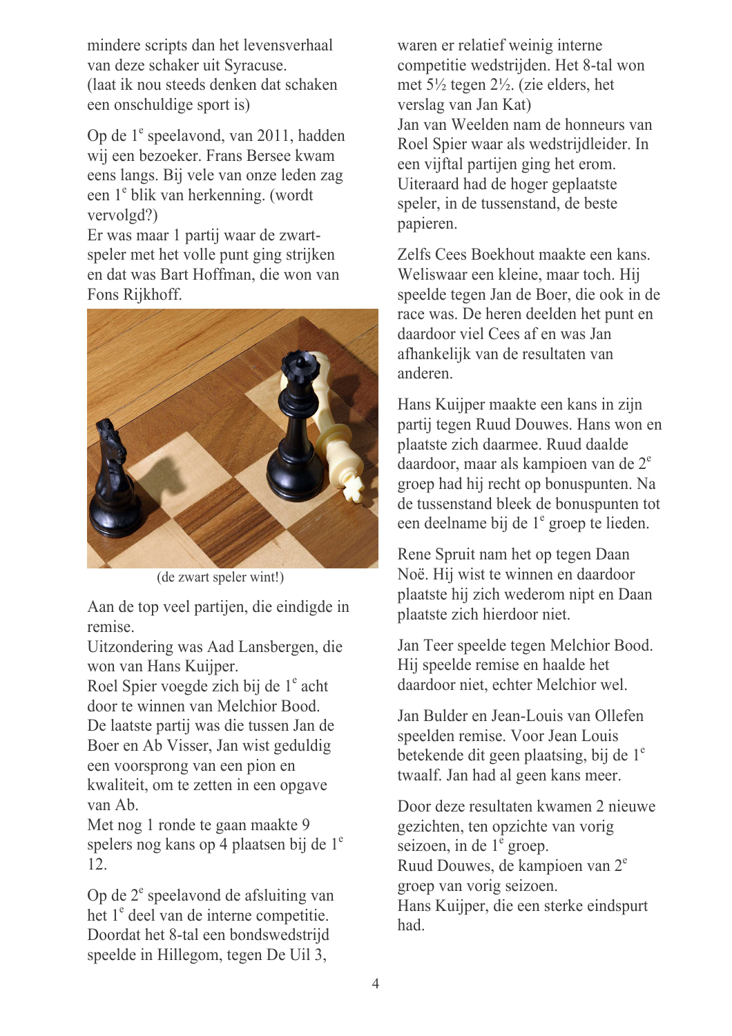mindere scripts dan het levensverhaal van deze schaker uit Syracuse.
(laat ik nou steeds denken dat schaken een onschuldige sport is)

Op de 1e speelavond, van 2011, hadden wij een bezoeker. Frans Bersee kwam eens langs. Bij vele van onze leden zag een 1e blik van herkenning. (wordt vervolgd?)
Er was maar 1 partij waar de zwart-speler met het volle punt ging strijken en dat was Bart Hoffman, die won van Fons Rijkhoff.

(de zwart speler wint!)

Aan de top veel partijen, die eindigde in remise.
Uitzondering was Aad Lansbergen, die won van Hans Kuijper.
Roel Spier voegde zich bij de 1e acht door te winnen van Melchior Bood.
De laatste partij was die tussen Jan de Boer en Ab Visser, Jan wist geduldig een voorsprong van een pion en kwaliteit, om te zetten in een opgave van Ab.
Met nog 1 ronde te gaan maakte 9 spelers nog kans op 4 plaatsen bij de 1e 12.

Op de 2e speelavond de afsluiting van het 1e deel van de interne competitie. Doordat het 8-tal een bondswedstrijd speelde in Hillegom, tegen De Uil 3, waren er relatief weinig interne competitie wedstrijden. Het 8-tal won met 5½ tegen 2½. (zie elders, het verslag van Jan Kat)
Jan van Weelden nam de honneurs van Roel Spier waar als wedstrijdleider. In een vijftal partijen ging het erom. Uiteraard had de hoger geplaatste speler, in de tussenstand, de beste papieren.

Zelfs Cees Boekhout maakte een kans. Weliswaar een kleine, maar toch. Hij speelde tegen Jan de Boer, die ook in de race was. De heren deelden het punt en daardoor viel Cees af en was Jan afhankelijk van de resultaten van anderen.

Hans Kuijper maakte een kans in zijn partij tegen Ruud Douwes. Hans won en plaatste zich daarmee. Ruud daalde daardoor, maar als kampioen van de 2e groep had hij recht op bonuspunten. Na de tussenstand bleek de bonuspunten tot een deelname bij de 1e groep te lieden.

Rene Spruit nam het op tegen Daan Noë. Hij wist te winnen en daardoor plaatste hij zich wederom nipt en Daan plaatste zich hierdoor niet.

Jan Teer speelde tegen Melchior Bood. Hij speelde remise en haalde het daardoor niet, echter Melchior wel.

Jan Bulder en Jean-Louis van Ollefen speelden remise. Voor Jean Louis betekende dit geen plaatsing, bij de 1e twaalf. Jan had al geen kans meer.

Door deze resultaten kwamen 2 nieuwe gezichten, ten opzichte van vorig seizoen, in de 1e groep.
Ruud Douwes, de kampioen van 2e groep van vorig seizoen.
Hans Kuijper, die een sterke eindspurt had.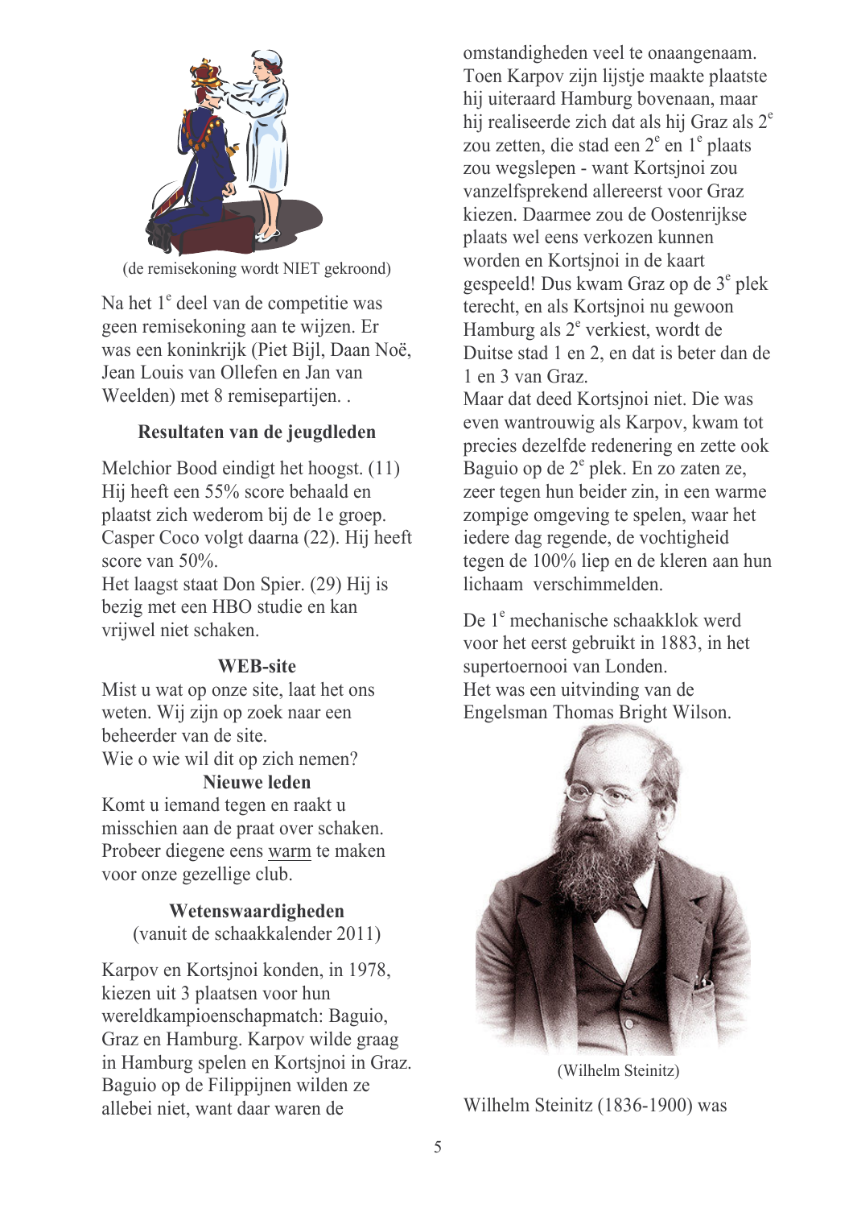(de remisekoning wordt NIET gekroond)

Na het 1e deel van de competitie was geen remisekoning aan te wijzen. Er was een koninkrijk (Piet Bijl, Daan Noë, Jean Louis van Ollefen en Jan van Weelden) met 8 remisepartijen. .

### Resultaten van de jeugdleden

Melchior Bood eindigt het hoogst. (11) Hij heeft een 55% score behaald en plaatst zich wederom bij de 1e groep.
Casper Coco volgt daarna (22). Hij heeft score van 50%.
Het laagst staat Don Spier. (29) Hij is bezig met een HBO studie en kan vrijwel niet schaken.

### WEB-site

Mist u wat op onze site, laat het ons weten. Wij zijn op zoek naar een beheerder van de site.
Wie o wie wil dit op zich nemen?

### Nieuwe leden

Komt u iemand tegen en raakt u misschien aan de praat over schaken. Probeer diegene eens warm te maken voor onze gezellige club.

### Wetenswaardigheden
(vanuit de schaakkalender 2011)

Karpov en Kortsjnoi konden, in 1978, kiezen uit 3 plaatsen voor hun wereldkampioenschapmatch: Baguio, Graz en Hamburg. Karpov wilde graag in Hamburg spelen en Kortsjnoi in Graz. Baguio op de Filippijnen wilden ze allebei niet, want daar waren de omstandigheden veel te onaangenaam. Toen Karpov zijn lijstje maakte plaatste hij uiteraard Hamburg bovenaan, maar hij realiseerde zich dat als hij Graz als 2e zou zetten, die stad een 2e en 1e plaats zou wegslepen - want Kortsjnoi zou vanzelfsprekend allereerst voor Graz kiezen. Daarmee zou de Oostenrijkse plaats wel eens verkozen kunnen worden en Kortsjnoi in de kaart gespeeld! Dus kwam Graz op de 3e plek terecht, en als Kortsjnoi nu gewoon Hamburg als 2e verkiest, wordt de Duitse stad 1 en 2, en dat is beter dan de 1 en 3 van Graz.
Maar dat deed Kortsjnoi niet. Die was even wantrouwig als Karpov, kwam tot precies dezelfde redenering en zette ook Baguio op de 2e plek. En zo zaten ze, zeer tegen hun beider zin, in een warme zompige omgeving te spelen, waar het iedere dag regende, de vochtigheid tegen de 100% liep en de kleren aan hun lichaam verschimmelden.

De 1e mechanische schaakklok werd voor het eerst gebruikt in 1883, in het supertoernooi van Londen.
Het was een uitvinding van de Engelsman Thomas Bright Wilson.

(Wilhelm Steinitz)

Wilhelm Steinitz (1836-1900) was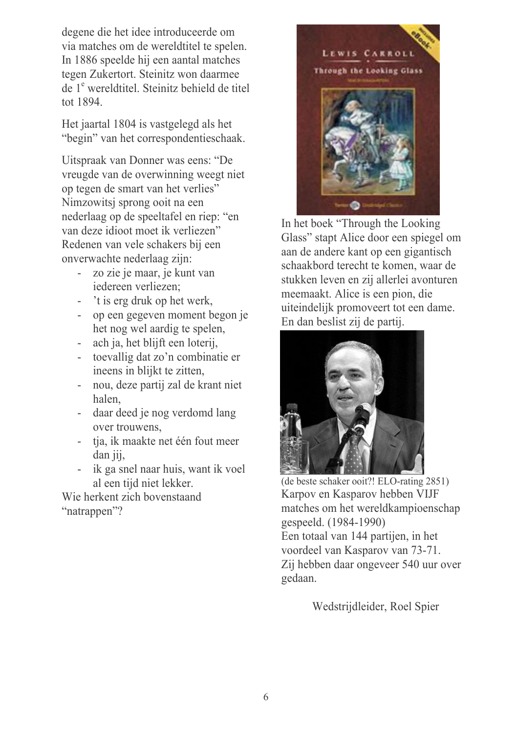degene die het idee introduceerde om via matches om de wereldtitel te spelen. In 1886 speelde hij een aantal matches tegen Zukertort. Steinitz won daarmee de 1e wereldtitel. Steinitz behield de titel tot 1894.

Het jaartal 1804 is vastgelegd als het "begin" van het correspondentieschaak.

Uitspraak van Donner was eens: "De vreugde van de overwinning weegt niet op tegen de smart van het verlies"
Nimzowitsj sprong ooit na een nederlaag op de speeltafel en riep: "en van deze idioot moet ik verliezen"
Redenen van vele schakers bij een onverwachte nederlaag zijn:

- zo zie je maar, je kunt van iedereen verliezen;
- 't is erg druk op het werk,
- op een gegeven moment begon je het nog wel aardig te spelen,
- ach ja, het blijft een loterij,
- toevallig dat zo'n combinatie er ineens in blijkt te zitten,
- nou, deze partij zal de krant niet halen,
- daar deed je nog verdomd lang over trouwens,
- tja, ik maakte net één fout meer dan jij,
- ik ga snel naar huis, want ik voel al een tijd niet lekker.

Wie herkent zich bovenstaand "natrappen"?

In het boek "Through the Looking Glass" stapt Alice door een spiegel om aan de andere kant op een gigantisch schaakbord terecht te komen, waar de stukken leven en zij allerlei avonturen meemaakt. Alice is een pion, die uiteindelijk promoveert tot een dame. En dan beslist zij de partij.

(de beste schaker ooit?! ELO-rating 2851)

Karpov en Kasparov hebben VIJF matches om het wereldkampioenschap gespeeld. (1984-1990)
Een totaal van 144 partijen, in het voordeel van Kasparov van 73-71.
Zij hebben daar ongeveer 540 uur over gedaan.

Wedstrijdleider, Roel Spier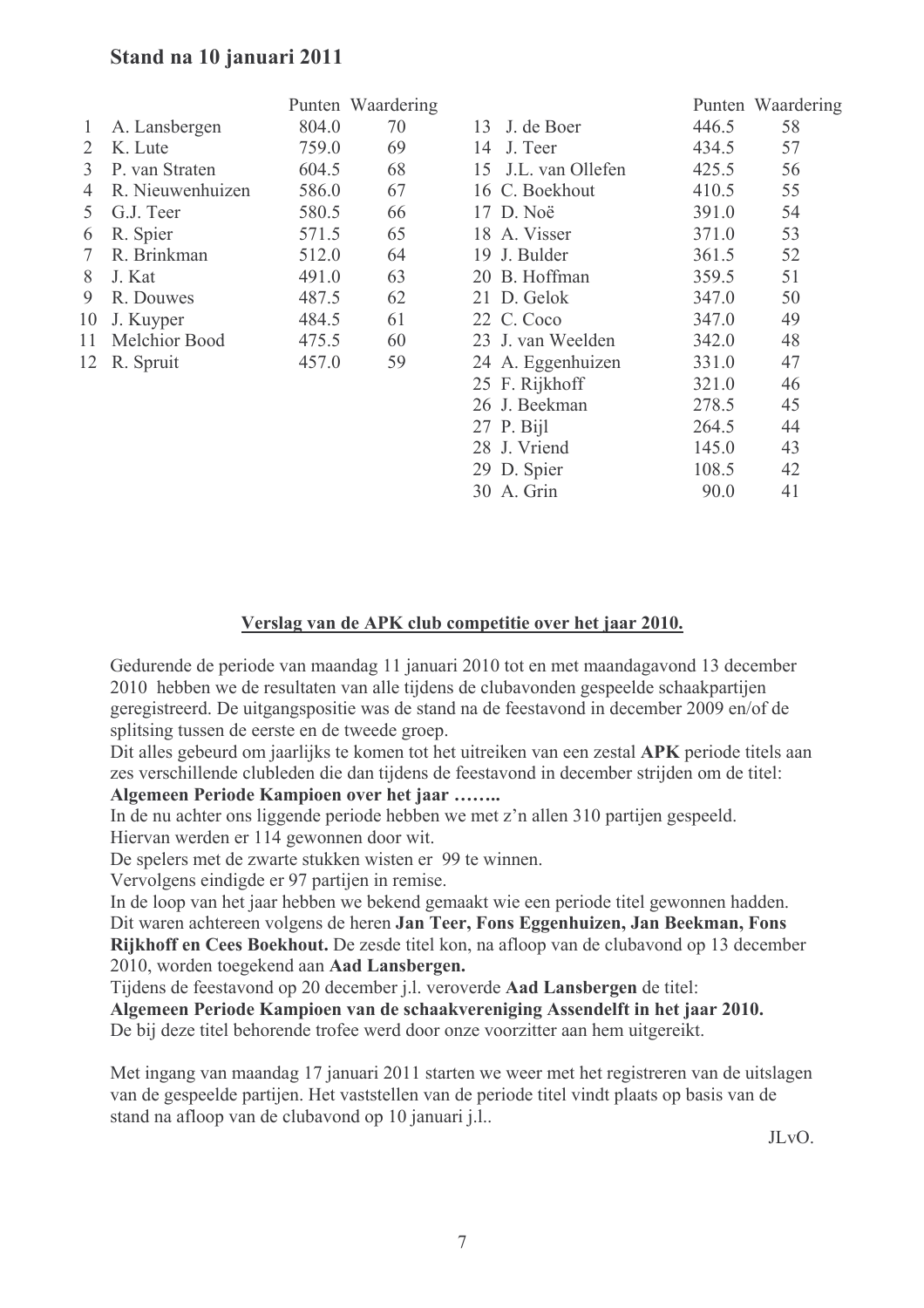## Stand na 10 januari 2011

| | | Punten | Waardering |
|---|---|---|---|
| 1 | A. Lansbergen | 804.0 | 70 |
| 2 | K. Lute | 759.0 | 69 |
| 3 | P. van Straten | 604.5 | 68 |
| 4 | R. Nieuwenhuizen | 586.0 | 67 |
| 5 | G.J. Teer | 580.5 | 66 |
| 6 | R. Spier | 571.5 | 65 |
| 7 | R. Brinkman | 512.0 | 64 |
| 8 | J. Kat | 491.0 | 63 |
| 9 | R. Douwes | 487.5 | 62 |
| 10 | J. Kuyper | 484.5 | 61 |
| 11 | Melchior Bood | 475.5 | 60 |
| 12 | R. Spruit | 457.0 | 59 |
| 13 | J. de Boer | 446.5 | 58 |
| 14 | J. Teer | 434.5 | 57 |
| 15 | J.L. van Ollefen | 425.5 | 56 |
| 16 | C. Boekhout | 410.5 | 55 |
| 17 | D. Noë | 391.0 | 54 |
| 18 | A. Visser | 371.0 | 53 |
| 19 | J. Bulder | 361.5 | 52 |
| 20 | B. Hoffman | 359.5 | 51 |
| 21 | D. Gelok | 347.0 | 50 |
| 22 | C. Coco | 347.0 | 49 |
| 23 | J. van Weelden | 342.0 | 48 |
| 24 | A. Eggenhuizen | 331.0 | 47 |
| 25 | F. Rijkhoff | 321.0 | 46 |
| 26 | J. Beekman | 278.5 | 45 |
| 27 | P. Bijl | 264.5 | 44 |
| 28 | J. Vriend | 145.0 | 43 |
| 29 | D. Spier | 108.5 | 42 |
| 30 | A. Grin | 90.0 | 41 |

**Verslag van de APK club competitie over het jaar 2010.**

Gedurende de periode van maandag 11 januari 2010 tot en met maandagavond 13 december 2010 hebben we de resultaten van alle tijdens de clubavonden gespeelde schaakpartijen geregistreerd. De uitgangspositie was de stand na de feestavond in december 2009 en/of de splitsing tussen de eerste en de tweede groep.
Dit alles gebeurd om jaarlijks te komen tot het uitreiken van een zestal **APK** periode titels aan zes verschillende clubleden die dan tijdens de feestavond in december strijden om de titel:
**Algemeen Periode Kampioen over het jaar ……..**
In de nu achter ons liggende periode hebben we met z'n allen 310 partijen gespeeld.
Hiervan werden er 114 gewonnen door wit.
De spelers met de zwarte stukken wisten er 99 te winnen.
Vervolgens eindigde er 97 partijen in remise.
In de loop van het jaar hebben we bekend gemaakt wie een periode titel gewonnen hadden.
Dit waren achtereen volgens de heren **Jan Teer, Fons Eggenhuizen, Jan Beekman, Fons Rijkhoff en Cees Boekhout.** De zesde titel kon, na afloop van de clubavond op 13 december 2010, worden toegekend aan **Aad Lansbergen.**
Tijdens de feestavond op 20 december j.l. veroverde **Aad Lansbergen** de titel:
**Algemeen Periode Kampioen van de schaakvereniging Assendelft in het jaar 2010.**
De bij deze titel behorende trofee werd door onze voorzitter aan hem uitgereikt.

Met ingang van maandag 17 januari 2011 starten we weer met het registreren van de uitslagen van de gespeelde partijen. Het vaststellen van de periode titel vindt plaats op basis van de stand na afloop van de clubavond op 10 januari j.l..

JLvO.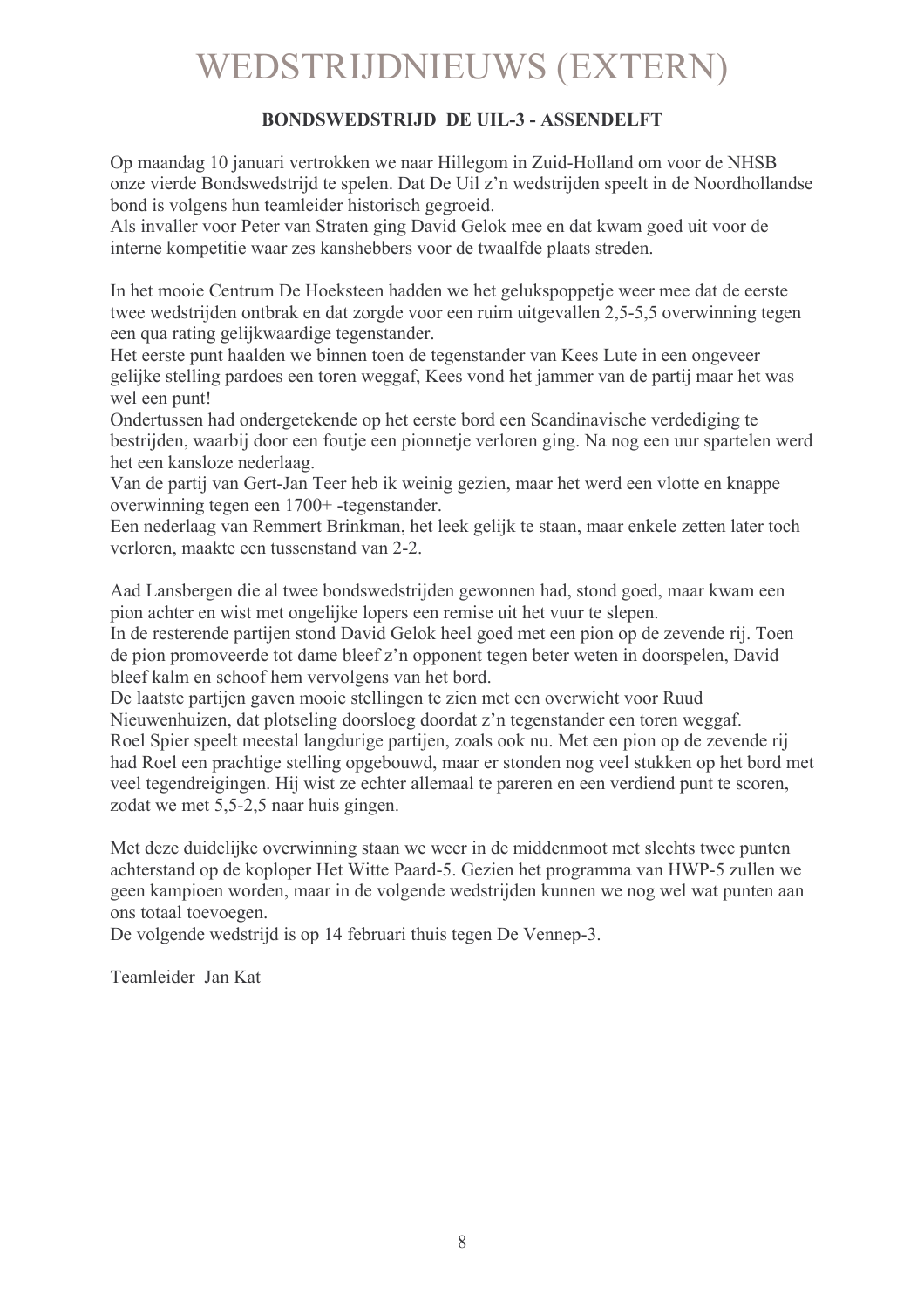# WEDSTRIJDNIEUWS (EXTERN)

**BONDSWEDSTRIJD DE UIL-3 - ASSENDELFT**

Op maandag 10 januari vertrokken we naar Hillegom in Zuid-Holland om voor de NHSB onze vierde Bondswedstrijd te spelen. Dat De Uil z'n wedstrijden speelt in de Noordhollandse bond is volgens hun teamleider historisch gegroeid.
Als invaller voor Peter van Straten ging David Gelok mee en dat kwam goed uit voor de interne kompetitie waar zes kanshebbers voor de twaalfde plaats streden.

In het mooie Centrum De Hoeksteen hadden we het gelukspoppetje weer mee dat de eerste twee wedstrijden ontbrak en dat zorgde voor een ruim uitgevallen 2,5-5,5 overwinning tegen een qua rating gelijkwaardige tegenstander.
Het eerste punt haalden we binnen toen de tegenstander van Kees Lute in een ongeveer gelijke stelling pardoes een toren weggaf, Kees vond het jammer van de partij maar het was wel een punt!
Ondertussen had ondergetekende op het eerste bord een Scandinavische verdediging te bestrijden, waarbij door een foutje een pionnetje verloren ging. Na nog een uur spartelen werd het een kansloze nederlaag.
Van de partij van Gert-Jan Teer heb ik weinig gezien, maar het werd een vlotte en knappe overwinning tegen een 1700+ -tegenstander.
Een nederlaag van Remmert Brinkman, het leek gelijk te staan, maar enkele zetten later toch verloren, maakte een tussenstand van 2-2.

Aad Lansbergen die al twee bondswedstrijden gewonnen had, stond goed, maar kwam een pion achter en wist met ongelijke lopers een remise uit het vuur te slepen.
In de resterende partijen stond David Gelok heel goed met een pion op de zevende rij. Toen de pion promoveerde tot dame bleef z'n opponent tegen beter weten in doorspelen, David bleef kalm en schoof hem vervolgens van het bord.
De laatste partijen gaven mooie stellingen te zien met een overwicht voor Ruud Nieuwenhuizen, dat plotseling doorsloeg doordat z'n tegenstander een toren weggaf.
Roel Spier speelt meestal langdurige partijen, zoals ook nu. Met een pion op de zevende rij had Roel een prachtige stelling opgebouwd, maar er stonden nog veel stukken op het bord met veel tegendreigingen. Hij wist ze echter allemaal te pareren en een verdiend punt te scoren, zodat we met 5,5-2,5 naar huis gingen.

Met deze duidelijke overwinning staan we weer in de middenmoot met slechts twee punten achterstand op de koploper Het Witte Paard-5. Gezien het programma van HWP-5 zullen we geen kampioen worden, maar in de volgende wedstrijden kunnen we nog wel wat punten aan ons totaal toevoegen.
De volgende wedstrijd is op 14 februari thuis tegen De Vennep-3.

Teamleider Jan Kat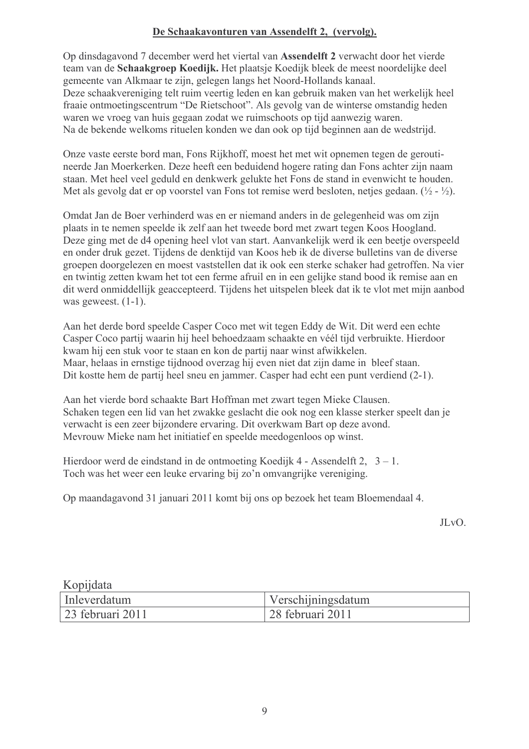**De Schaakavonturen van Assendelft 2, (vervolg).**

Op dinsdagavond 7 december werd het viertal van **Assendelft 2** verwacht door het vierde team van de **Schaakgroep Koedijk.** Het plaatsje Koedijk bleek de meest noordelijke deel gemeente van Alkmaar te zijn, gelegen langs het Noord-Hollands kanaal.
Deze schaakvereniging telt ruim veertig leden en kan gebruik maken van het werkelijk heel fraaie ontmoetingscentrum "De Rietschoot". Als gevolg van de winterse omstandig heden waren we vroeg van huis gegaan zodat we ruimschoots op tijd aanwezig waren.
Na de bekende welkoms rituelen konden we dan ook op tijd beginnen aan de wedstrijd.

Onze vaste eerste bord man, Fons Rijkhoff, moest het met wit opnemen tegen de geroutineerde Jan Moerkerken. Deze heeft een beduidend hogere rating dan Fons achter zijn naam staan. Met heel veel geduld en denkwerk gelukte het Fons de stand in evenwicht te houden. Met als gevolg dat er op voorstel van Fons tot remise werd besloten, netjes gedaan. (½ - ½).

Omdat Jan de Boer verhinderd was en er niemand anders in de gelegenheid was om zijn plaats in te nemen speelde ik zelf aan het tweede bord met zwart tegen Koos Hoogland. Deze ging met de d4 opening heel vlot van start. Aanvankelijk werd ik een beetje overspeeld en onder druk gezet. Tijdens de denktijd van Koos heb ik de diverse bulletins van de diverse groepen doorgelezen en moest vaststellen dat ik ook een sterke schaker had getroffen. Na vier en twintig zetten kwam het tot een ferme afruil en in een gelijke stand bood ik remise aan en dit werd onmiddellijk geaccepteerd. Tijdens het uitspelen bleek dat ik te vlot met mijn aanbod was geweest. (1-1).

Aan het derde bord speelde Casper Coco met wit tegen Eddy de Wit. Dit werd een echte Casper Coco partij waarin hij heel behoedzaam schaakte en véél tijd verbruikte. Hierdoor kwam hij een stuk voor te staan en kon de partij naar winst afwikkelen.
Maar, helaas in ernstige tijdnood overzag hij even niet dat zijn dame in bleef staan.
Dit kostte hem de partij heel sneu en jammer. Casper had echt een punt verdiend (2-1).

Aan het vierde bord schaakte Bart Hoffman met zwart tegen Mieke Clausen.
Schaken tegen een lid van het zwakke geslacht die ook nog een klasse sterker speelt dan je verwacht is een zeer bijzondere ervaring. Dit overkwam Bart op deze avond.
Mevrouw Mieke nam het initiatief en speelde meedogenloos op winst.

Hierdoor werd de eindstand in de ontmoeting Koedijk 4 - Assendelft 2, 3 – 1.
Toch was het weer een leuke ervaring bij zo'n omvangrijke vereniging.

Op maandagavond 31 januari 2011 komt bij ons op bezoek het team Bloemendaal 4.

JLvO.

Kopijdata

| Inleverdatum | Verschijningsdatum |
|---|---|
| 23 februari 2011 | 28 februari 2011 |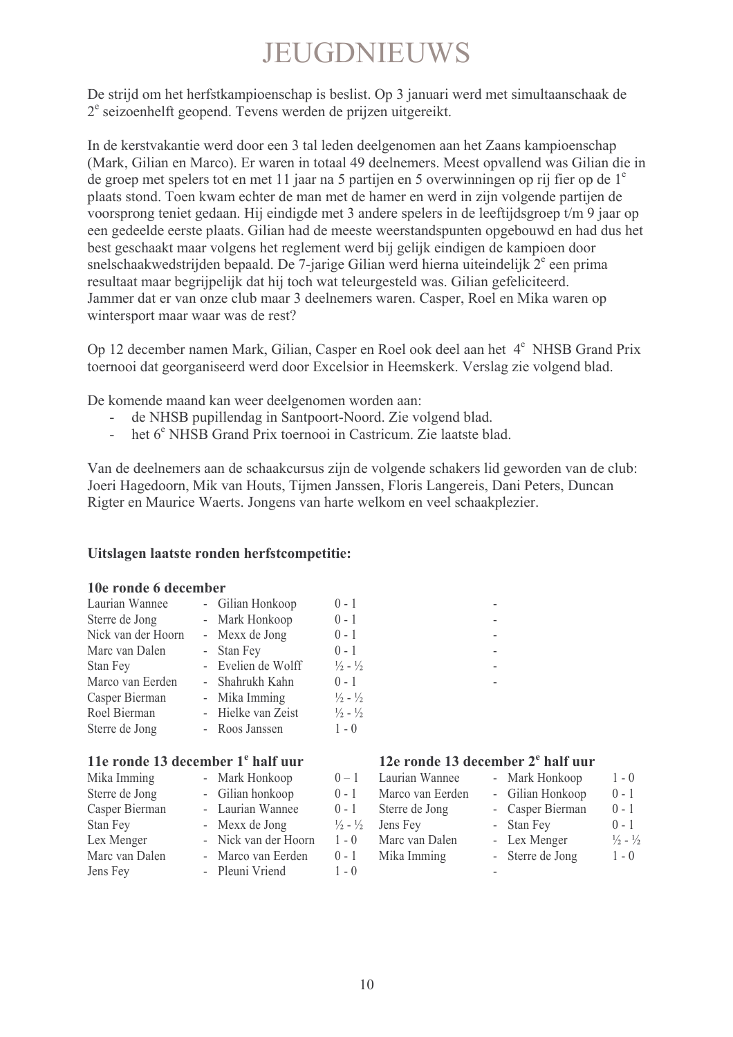# JEUGDNIEUWS

De strijd om het herfstkampioenschap is beslist. Op 3 januari werd met simultaanschaak de 2e seizoenhelft geopend. Tevens werden de prijzen uitgereikt.

In de kerstvakantie werd door een 3 tal leden deelgenomen aan het Zaans kampioenschap (Mark, Gilian en Marco). Er waren in totaal 49 deelnemers. Meest opvallend was Gilian die in de groep met spelers tot en met 11 jaar na 5 partijen en 5 overwinningen op rij fier op de 1e plaats stond. Toen kwam echter de man met de hamer en werd in zijn volgende partijen de voorsprong teniet gedaan. Hij eindigde met 3 andere spelers in de leeftijdsgroep t/m 9 jaar op een gedeelde eerste plaats. Gilian had de meeste weerstandspunten opgebouwd en had dus het best geschaakt maar volgens het reglement werd bij gelijk eindigen de kampioen door snelschaakwedstrijden bepaald. De 7-jarige Gilian werd hierna uiteindelijk 2e een prima resultaat maar begrijpelijk dat hij toch wat teleurgesteld was. Gilian gefeliciteerd.
Jammer dat er van onze club maar 3 deelnemers waren. Casper, Roel en Mika waren op wintersport maar waar was de rest?

Op 12 december namen Mark, Gilian, Casper en Roel ook deel aan het 4e NHSB Grand Prix toernooi dat georganiseerd werd door Excelsior in Heemskerk. Verslag zie volgend blad.

De komende maand kan weer deelgenomen worden aan:

- de NHSB pupillendag in Santpoort-Noord. Zie volgend blad.
- het 6e NHSB Grand Prix toernooi in Castricum. Zie laatste blad.

Van de deelnemers aan de schaakcursus zijn de volgende schakers lid geworden van de club: Joeri Hagedoorn, Mik van Houts, Tijmen Janssen, Floris Langereis, Dani Peters, Duncan Rigter en Maurice Waerts. Jongens van harte welkom en veel schaakplezier.

**Uitslagen laatste ronden herfstcompetitie:**

**10e ronde 6 december**

| | | | |
|---|---|---|---|
| Laurian Wannee | - | Gilian Honkoop | 0 - 1 |
| Sterre de Jong | - | Mark Honkoop | 0 - 1 |
| Nick van der Hoorn | - | Mexx de Jong | 0 - 1 |
| Marc van Dalen | - | Stan Fey | 0 - 1 |
| Stan Fey | - | Evelien de Wolff | ½ - ½ |
| Marco van Eerden | - | Shahrukh Kahn | 0 - 1 |
| Casper Bierman | - | Mika Imming | ½ - ½ |
| Roel Bierman | - | Hielke van Zeist | ½ - ½ |
| Sterre de Jong | - | Roos Janssen | 1 - 0 |

**11e ronde 13 december 1e half uur**

| | | | |
|---|---|---|---|
| Mika Imming | - | Mark Honkoop | 0 – 1 |
| Sterre de Jong | - | Gilian honkoop | 0 - 1 |
| Casper Bierman | - | Laurian Wannee | 0 - 1 |
| Stan Fey | - | Mexx de Jong | ½ - ½ |
| Lex Menger | - | Nick van der Hoorn | 1 - 0 |
| Marc van Dalen | - | Marco van Eerden | 0 - 1 |
| Jens Fey | - | Pleuni Vriend | 1 - 0 |

**12e ronde 13 december 2e half uur**

| | | | |
|---|---|---|---|
| Laurian Wannee | - | Mark Honkoop | 1 - 0 |
| Marco van Eerden | - | Gilian Honkoop | 0 - 1 |
| Sterre de Jong | - | Casper Bierman | 0 - 1 |
| Jens Fey | - | Stan Fey | 0 - 1 |
| Marc van Dalen | - | Lex Menger | ½ - ½ |
| Mika Imming | - | Sterre de Jong | 1 - 0 |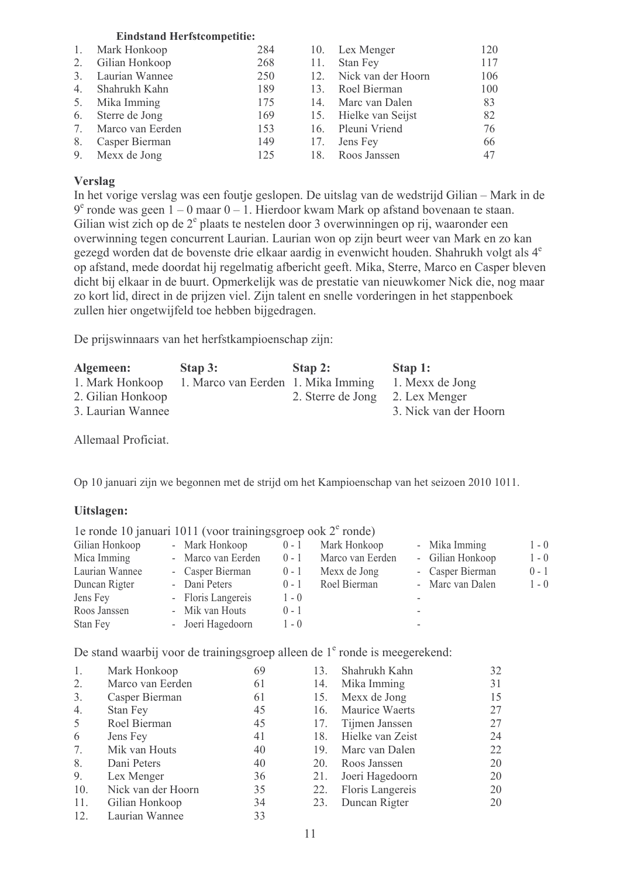**Eindstand Herfstcompetitie:**

| | | | | | |
|---|---|---|---|---|---|
| 1. | Mark Honkoop | 284 | 10. | Lex Menger | 120 |
| 2. | Gilian Honkoop | 268 | 11. | Stan Fey | 117 |
| 3. | Laurian Wannee | 250 | 12. | Nick van der Hoorn | 106 |
| 4. | Shahrukh Kahn | 189 | 13. | Roel Bierman | 100 |
| 5. | Mika Imming | 175 | 14. | Marc van Dalen | 83 |
| 6. | Sterre de Jong | 169 | 15. | Hielke van Seijst | 82 |
| 7. | Marco van Eerden | 153 | 16. | Pleuni Vriend | 76 |
| 8. | Casper Bierman | 149 | 17. | Jens Fey | 66 |
| 9. | Mexx de Jong | 125 | 18. | Roos Janssen | 47 |

**Verslag**

In het vorige verslag was een foutje geslopen. De uitslag van de wedstrijd Gilian – Mark in de 9e ronde was geen 1 – 0 maar 0 – 1. Hierdoor kwam Mark op afstand bovenaan te staan. Gilian wist zich op de 2e plaats te nestelen door 3 overwinningen op rij, waaronder een overwinning tegen concurrent Laurian. Laurian won op zijn beurt weer van Mark en zo kan gezegd worden dat de bovenste drie elkaar aardig in evenwicht houden. Shahrukh volgt als 4e op afstand, mede doordat hij regelmatig afbericht geeft. Mika, Sterre, Marco en Casper bleven dicht bij elkaar in de buurt. Opmerkelijk was de prestatie van nieuwkomer Nick die, nog maar zo kort lid, direct in de prijzen viel. Zijn talent en snelle vorderingen in het stappenboek zullen hier ongetwijfeld toe hebben bijgedragen.

De prijswinnaars van het herfstkampioenschap zijn:

| **Algemeen:** | **Stap 3:** | **Stap 2:** | **Stap 1:** |
|---|---|---|---|
| 1. Mark Honkoop | 1. Marco van Eerden | 1. Mika Imming | 1. Mexx de Jong |
| 2. Gilian Honkoop | | 2. Sterre de Jong | 2. Lex Menger |
| 3. Laurian Wannee | | | 3. Nick van der Hoorn |

Allemaal Proficiat.

Op 10 januari zijn we begonnen met de strijd om het Kampioenschap van het seizoen 2010 1011.

**Uitslagen:**

1e ronde 10 januari 1011 (voor trainingsgroep ook 2e ronde)

| | | | | | |
|---|---|---|---|---|---|
| Gilian Honkoop | - Mark Honkoop | 0 - 1 | Mark Honkoop | - Mika Imming | 1 - 0 |
| Mica Imming | - Marco van Eerden | 0 - 1 | Marco van Eerden | - Gilian Honkoop | 1 - 0 |
| Laurian Wannee | - Casper Bierman | 0 - 1 | Mexx de Jong | - Casper Bierman | 0 - 1 |
| Duncan Rigter | - Dani Peters | 0 - 1 | Roel Bierman | - Marc van Dalen | 1 - 0 |
| Jens Fey | - Floris Langereis | 1 - 0 | | - | |
| Roos Janssen | - Mik van Houts | 0 - 1 | | - | |
| Stan Fey | - Joeri Hagedoorn | 1 - 0 | | - | |

De stand waarbij voor de trainingsgroep alleen de 1e ronde is meegerekend:

| | | | | | |
|---|---|---|---|---|---|
| 1. | Mark Honkoop | 69 | 13. | Shahrukh Kahn | 32 |
| 2. | Marco van Eerden | 61 | 14. | Mika Imming | 31 |
| 3. | Casper Bierman | 61 | 15. | Mexx de Jong | 15 |
| 4. | Stan Fey | 45 | 16. | Maurice Waerts | 27 |
| 5 | Roel Bierman | 45 | 17. | Tijmen Janssen | 27 |
| 6 | Jens Fey | 41 | 18. | Hielke van Zeist | 24 |
| 7. | Mik van Houts | 40 | 19. | Marc van Dalen | 22 |
| 8. | Dani Peters | 40 | 20. | Roos Janssen | 20 |
| 9. | Lex Menger | 36 | 21. | Joeri Hagedoorn | 20 |
| 10. | Nick van der Hoorn | 35 | 22. | Floris Langereis | 20 |
| 11. | Gilian Honkoop | 34 | 23. | Duncan Rigter | 20 |
| 12. | Laurian Wannee | 33 | | | |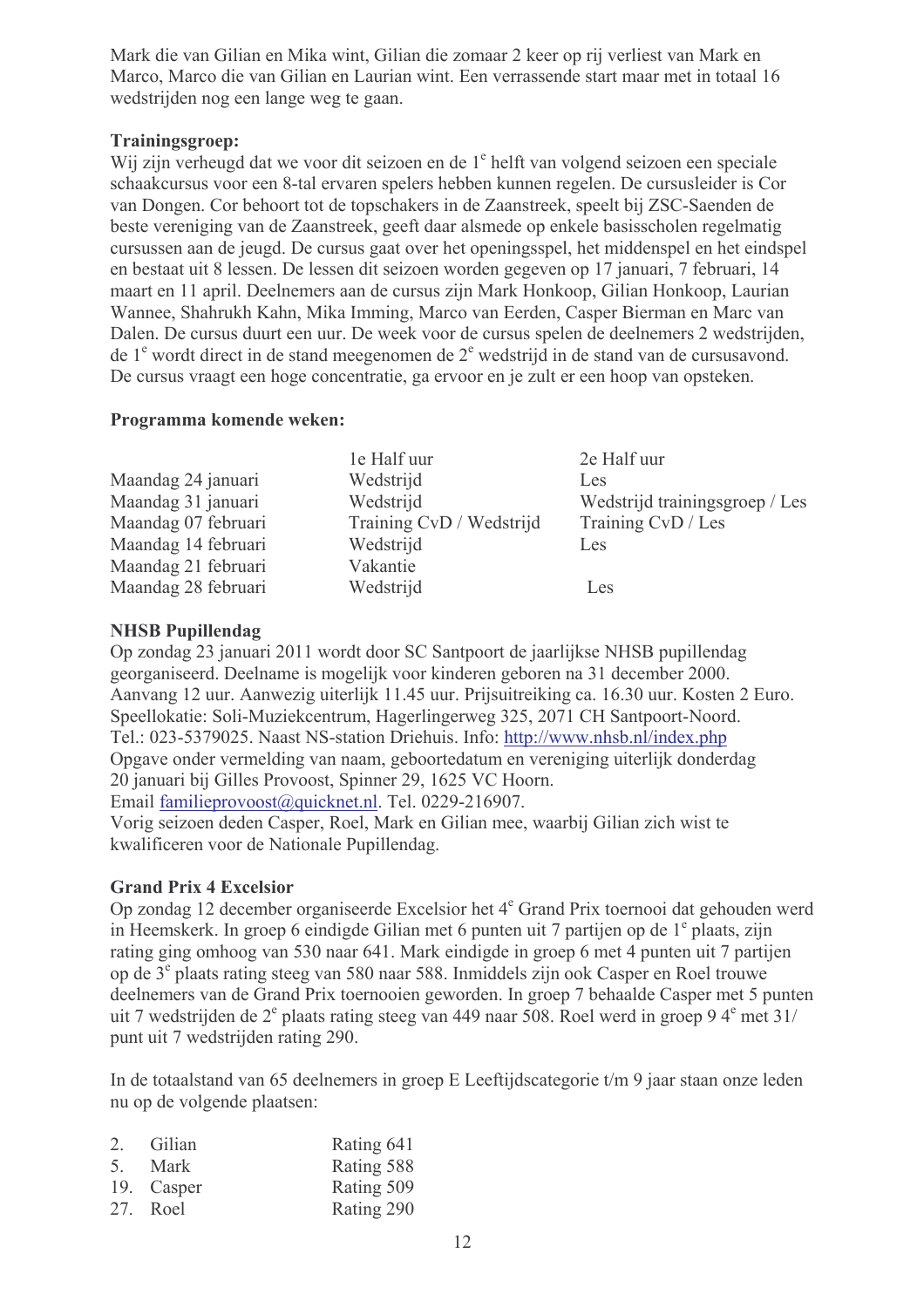Mark die van Gilian en Mika wint, Gilian die zomaar 2 keer op rij verliest van Mark en Marco, Marco die van Gilian en Laurian wint. Een verrassende start maar met in totaal 16 wedstrijden nog een lange weg te gaan.

**Trainingsgroep:**

Wij zijn verheugd dat we voor dit seizoen en de 1e helft van volgend seizoen een speciale schaakcursus voor een 8-tal ervaren spelers hebben kunnen regelen. De cursusleider is Cor van Dongen. Cor behoort tot de topschakers in de Zaanstreek, speelt bij ZSC-Saenden de beste vereniging van de Zaanstreek, geeft daar alsmede op enkele basisscholen regelmatig cursussen aan de jeugd. De cursus gaat over het openingsspel, het middenspel en het eindspel en bestaat uit 8 lessen. De lessen dit seizoen worden gegeven op 17 januari, 7 februari, 14 maart en 11 april. Deelnemers aan de cursus zijn Mark Honkoop, Gilian Honkoop, Laurian Wannee, Shahrukh Kahn, Mika Imming, Marco van Eerden, Casper Bierman en Marc van Dalen. De cursus duurt een uur. De week voor de cursus spelen de deelnemers 2 wedstrijden, de 1e wordt direct in de stand meegenomen de 2e wedstrijd in de stand van de cursusavond. De cursus vraagt een hoge concentratie, ga ervoor en je zult er een hoop van opsteken.

**Programma komende weken:**

| | 1e Half uur | 2e Half uur |
|---|---|---|
| Maandag 24 januari | Wedstrijd | Les |
| Maandag 31 januari | Wedstrijd | Wedstrijd trainingsgroep / Les |
| Maandag 07 februari | Training CvD / Wedstrijd | Training CvD / Les |
| Maandag 14 februari | Wedstrijd | Les |
| Maandag 21 februari | Vakantie | |
| Maandag 28 februari | Wedstrijd | Les |

**NHSB Pupillendag**

Op zondag 23 januari 2011 wordt door SC Santpoort de jaarlijkse NHSB pupillendag georganiseerd. Deelname is mogelijk voor kinderen geboren na 31 december 2000. Aanvang 12 uur. Aanwezig uiterlijk 11.45 uur. Prijsuitreiking ca. 16.30 uur. Kosten 2 Euro. Speellokatie: Soli-Muziekcentrum, Hagerlingerweg 325, 2071 CH Santpoort-Noord. Tel.: 023-5379025. Naast NS-station Driehuis. Info: http://www.nhsb.nl/index.php
Opgave onder vermelding van naam, geboortedatum en vereniging uiterlijk donderdag 20 januari bij Gilles Provoost, Spinner 29, 1625 VC Hoorn.
Email familieprovoost@quicknet.nl. Tel. 0229-216907.
Vorig seizoen deden Casper, Roel, Mark en Gilian mee, waarbij Gilian zich wist te kwalificeren voor de Nationale Pupillendag.

**Grand Prix 4 Excelsior**

Op zondag 12 december organiseerde Excelsior het 4e Grand Prix toernooi dat gehouden werd in Heemskerk. In groep 6 eindigde Gilian met 6 punten uit 7 partijen op de 1e plaats, zijn rating ging omhoog van 530 naar 641. Mark eindigde in groep 6 met 4 punten uit 7 partijen op de 3e plaats rating steeg van 580 naar 588. Inmiddels zijn ook Casper en Roel trouwe deelnemers van de Grand Prix toernooien geworden. In groep 7 behaalde Casper met 5 punten uit 7 wedstrijden de 2e plaats rating steeg van 449 naar 508. Roel werd in groep 9 4e met 31/ punt uit 7 wedstrijden rating 290.

In de totaalstand van 65 deelnemers in groep E Leeftijdscategorie t/m 9 jaar staan onze leden nu op de volgende plaatsen:

| | | |
|---|---|---|
| 2. | Gilian | Rating 641 |
| 5. | Mark | Rating 588 |
| 19. | Casper | Rating 509 |
| 27. | Roel | Rating 290 |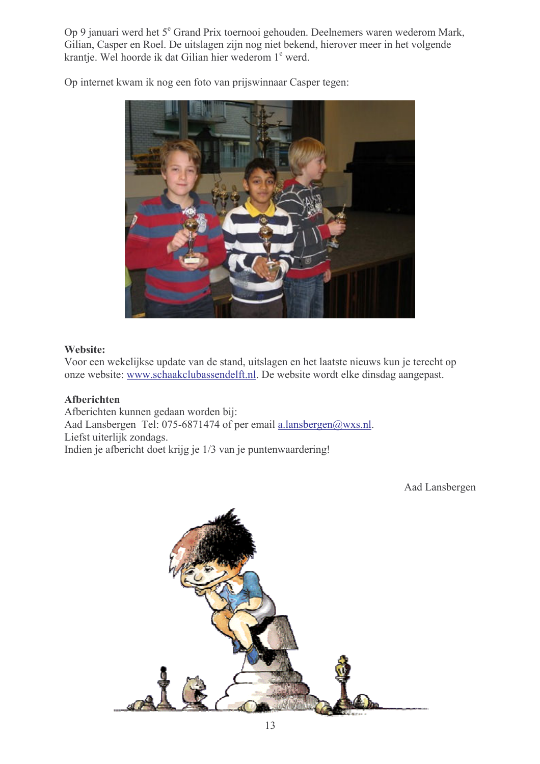Op 9 januari werd het 5e Grand Prix toernooi gehouden. Deelnemers waren wederom Mark, Gilian, Casper en Roel. De uitslagen zijn nog niet bekend, hierover meer in het volgende krantje. Wel hoorde ik dat Gilian hier wederom 1e werd.

Op internet kwam ik nog een foto van prijswinnaar Casper tegen:

**Website:**
Voor een wekelijkse update van de stand, uitslagen en het laatste nieuws kun je terecht op onze website: www.schaakclubassendelft.nl. De website wordt elke dinsdag aangepast.

**Afberichten**
Afberichten kunnen gedaan worden bij:
Aad Lansbergen Tel: 075-6871474 of per email a.lansbergen@wxs.nl.
Liefst uiterlijk zondags.
Indien je afbericht doet krijg je 1/3 van je puntenwaardering!

Aad Lansbergen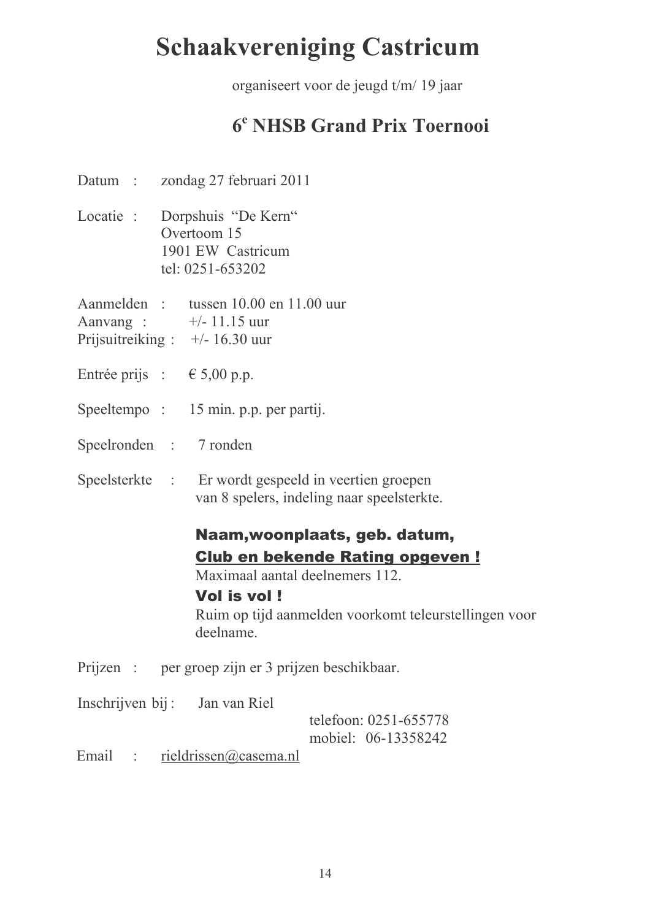# Schaakvereniging Castricum

organiseert voor de jeugd t/m/ 19 jaar

## 6e NHSB Grand Prix Toernooi

Datum : zondag 27 februari 2011

Locatie : Dorpshuis "De Kern"
Overtoom 15
1901 EW Castricum
tel: 0251-653202

Aanmelden : tussen 10.00 en 11.00 uur
Aanvang : +/- 11.15 uur
Prijsuitreiking : +/- 16.30 uur

Entrée prijs : € 5,00 p.p.

Speeltempo : 15 min. p.p. per partij.

Speelronden : 7 ronden

Speelsterkte : Er wordt gespeeld in veertien groepen van 8 spelers, indeling naar speelsterkte.

**Naam,woonplaats, geb. datum,**

**Club en bekende Rating opgeven !**

Maximaal aantal deelnemers 112.

**Vol is vol !**

Ruim op tijd aanmelden voorkomt teleurstellingen voor deelname.

Prijzen : per groep zijn er 3 prijzen beschikbaar.

Inschrijven bij : Jan van Riel
telefoon: 0251-655778
mobiel: 06-13358242

Email : rieldrissen@casema.nl